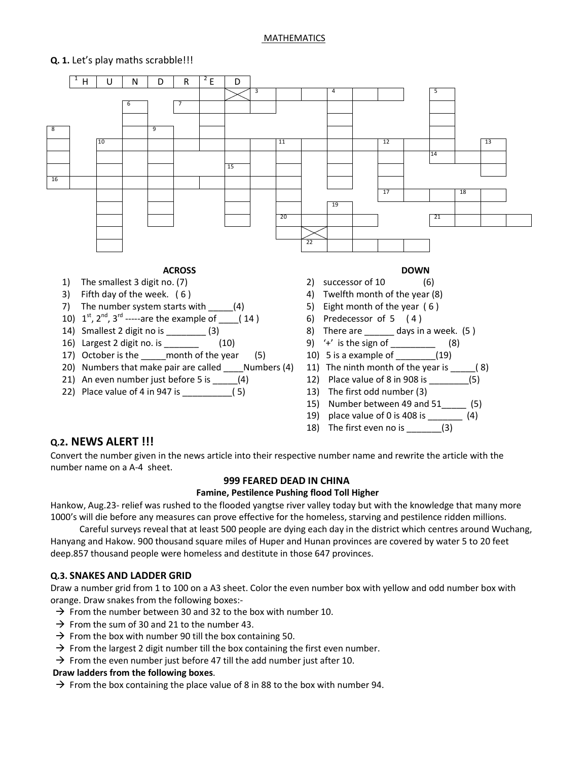# MATHEMATICS

**Q. 1.** Let's play maths scrabble!!!

| 1 H | U | N | D | R | 2 E | D |
|---|---|---|---|---|---|---|

**ACROSS**

1) The smallest 3 digit no. (7)
3) Fifth day of the week. ( 6 )
7) The number system starts with _____(4)
10) 1st, 2nd, 3rd -----are the example of ____( 14 )
14) Smallest 2 digit no is ________ (3)
16) Largest 2 digit no. is _______ (10)
17) October is the _____month of the year (5)
20) Numbers that make pair are called ____Numbers (4)
21) An even number just before 5 is _____(4)
22) Place value of 4 in 947 is __________( 5)

**DOWN**

2) successor of 10 (6)
4) Twelfth month of the year (8)
5) Eight month of the year ( 6 )
6) Predecessor of 5 ( 4 )
8) There are ______ days in a week. (5 )
9) '+' is the sign of _________ (8)
10) 5 is a example of ________(19)
11) The ninth month of the year is _____( 8)
12) Place value of 8 in 908 is ________(5)
13) The first odd number (3)
15) Number between 49 and 51_____ (5)
19) place value of 0 is 408 is _______ (4)
18) The first even no is _______(3)

## Q.2. NEWS ALERT !!!

Convert the number given in the news article into their respective number name and rewrite the article with the number name on a A-4 sheet.

**999 FEARED DEAD IN CHINA**

**Famine, Pestilence Pushing flood Toll Higher**

Hankow, Aug.23- relief was rushed to the flooded yangtse river valley today but with the knowledge that many more 1000's will die before any measures can prove effective for the homeless, starving and pestilence ridden millions.

Careful surveys reveal that at least 500 people are dying each day in the district which centres around Wuchang, Hanyang and Hakow. 900 thousand square miles of Huper and Hunan provinces are covered by water 5 to 20 feet deep.857 thousand people were homeless and destitute in those 647 provinces.

## Q.3. SNAKES AND LADDER GRID

Draw a number grid from 1 to 100 on a A3 sheet. Color the even number box with yellow and odd number box with orange. Draw snakes from the following boxes:-

- → From the number between 30 and 32 to the box with number 10.
- → From the sum of 30 and 21 to the number 43.
- → From the box with number 90 till the box containing 50.
- → From the largest 2 digit number till the box containing the first even number.
- → From the even number just before 47 till the add number just after 10.

**Draw ladders from the following boxes**.

- → From the box containing the place value of 8 in 88 to the box with number 94.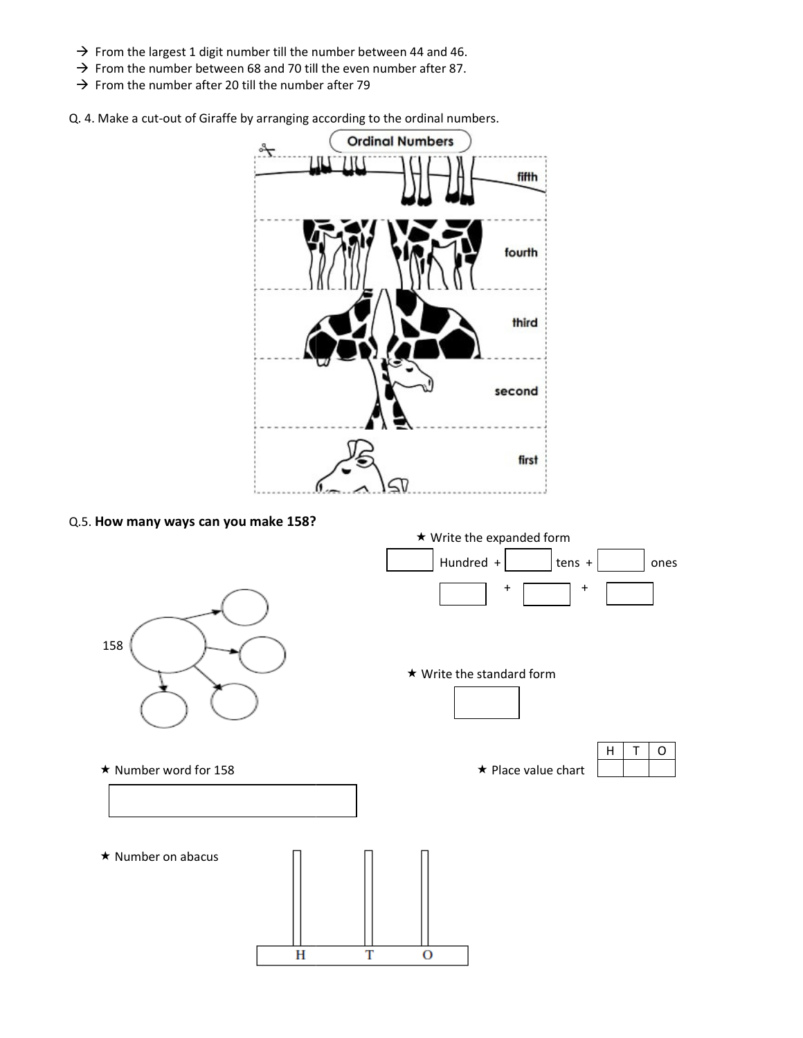→ From the largest 1 digit number till the number between 44 and 46.
→ From the number between 68 and 70 till the even number after 87.
→ From the number after 20 till the number after 79

Q. 4. Make a cut-out of Giraffe by arranging according to the ordinal numbers.

Ordinal Numbers

fifth

fourth

third

second

first

Q.5. **How many ways can you make 158?**

158

★ Write the expanded form

___ Hundred + ___ tens + ___ ones

___ + ___ + ___

★ Write the standard form

___

★ Number word for 158

___

★ Place value chart

| H | T | O |
|---|---|---|
| | | |

★ Number on abacus

H T O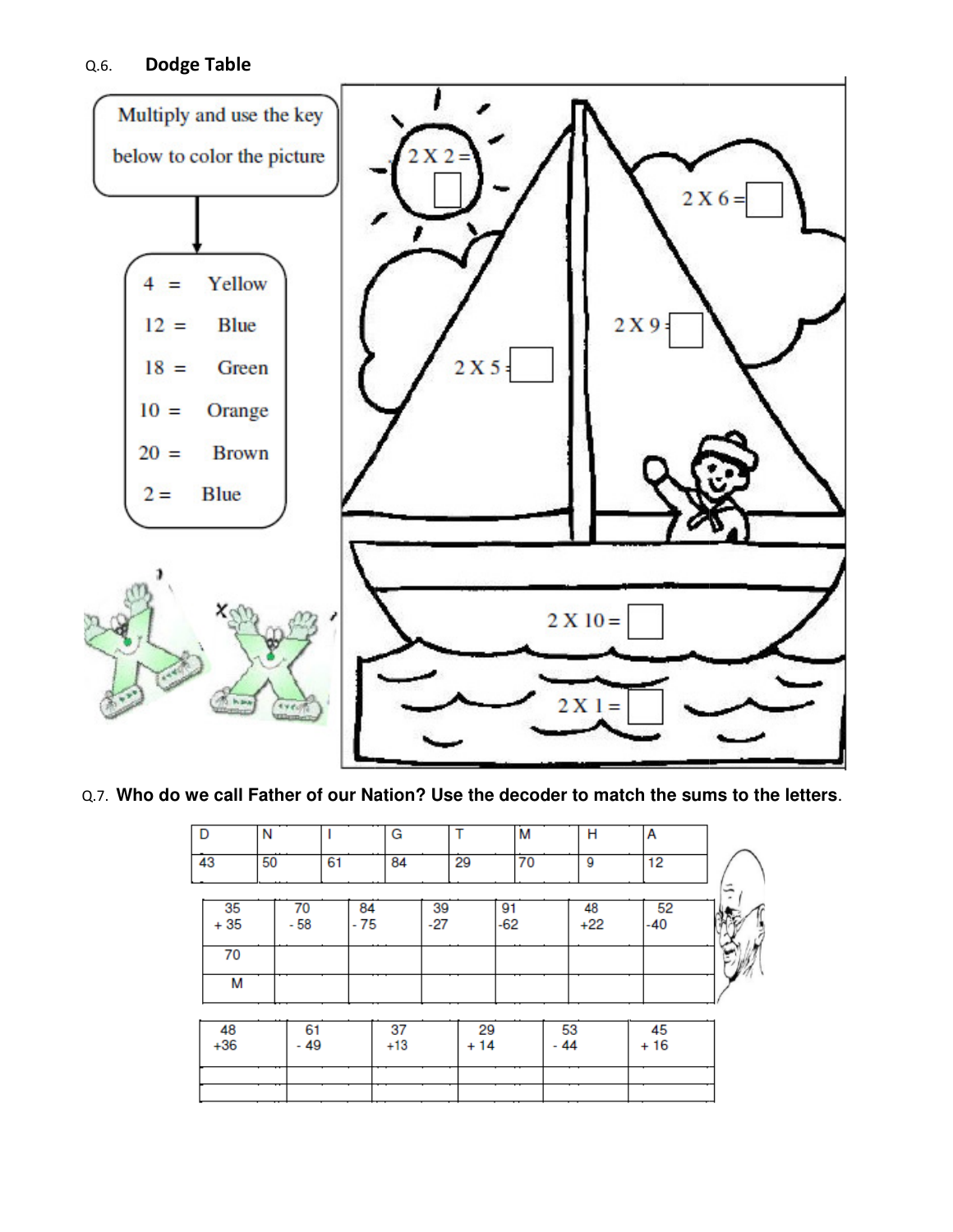Q.6. **Dodge Table**

Multiply and use the key below to color the picture

| | |
|---|---|
| 4 = | Yellow |
| 12 = | Blue |
| 18 = | Green |
| 10 = | Orange |
| 20 = | Brown |
| 2 = | Blue |

2 X 2 =

2 X 6 =

2 X 9 =

2 X 5 =

2 X 10 =

2 X 1 =

Q.7. **Who do we call Father of our Nation? Use the decoder to match the sums to the letters.**

| D | N | I | G | T | M | H | A |
|---|---|---|---|---|---|---|---|
| 43 | 50 | 61 | 84 | 29 | 70 | 9 | 12 |

| 35 + 35 | 70 - 58 | 84 - 75 | 39 -27 | 91 -62 | 48 +22 | 52 -40 |
|---|---|---|---|---|---|---|
| 70 | | | | | | |
| M | | | | | | |

| 48 +36 | 61 - 49 | 37 +13 | 29 + 14 | 53 - 44 | 45 + 16 |
|---|---|---|---|---|---|
| | | | | | |
| | | | | | |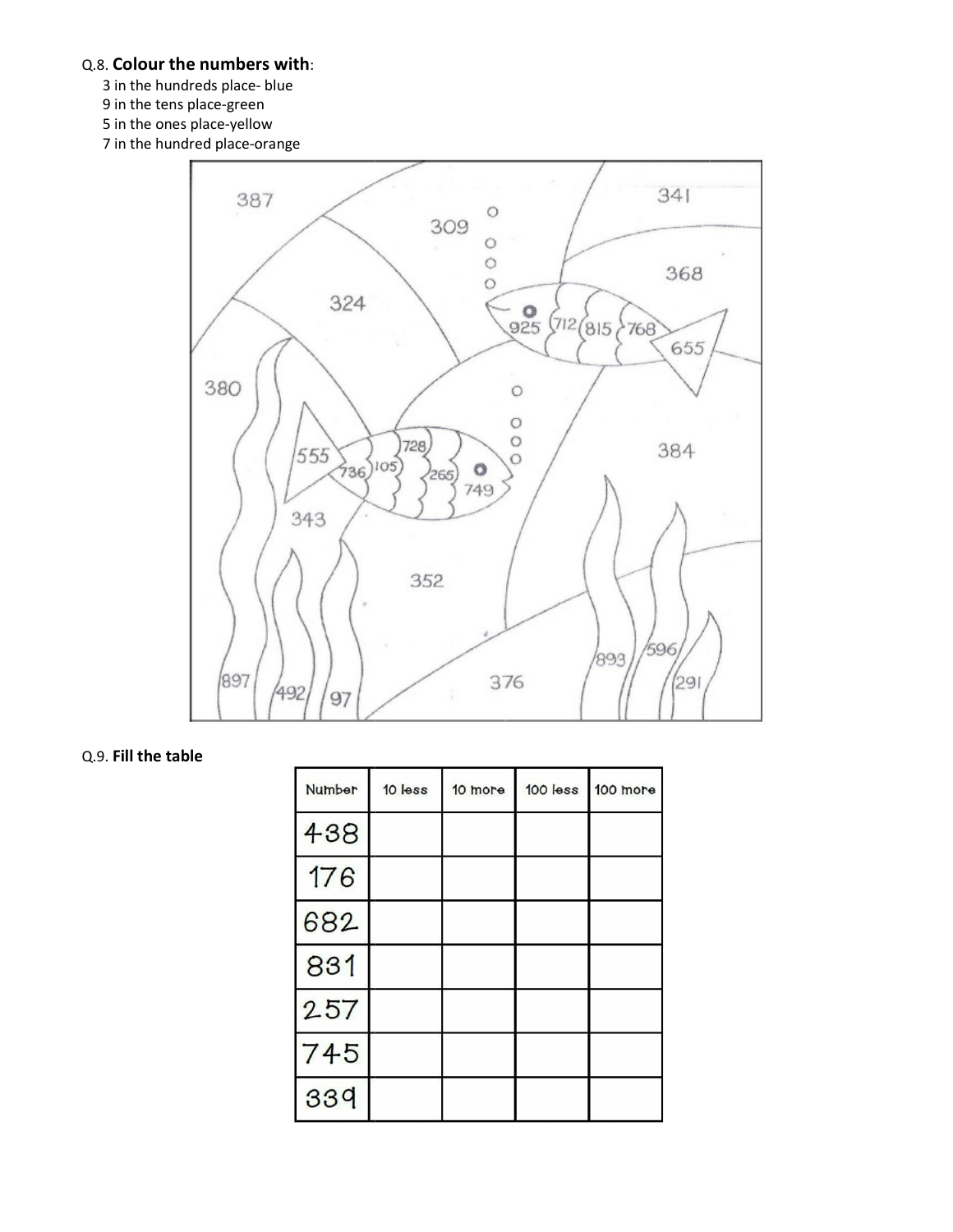Q.8. **Colour the numbers with**:

3 in the hundreds place- blue
9 in the tens place-green
5 in the ones place-yellow
7 in the hundred place-orange

387 341 309 368 324 925 712 815 768 655 380 555 728 736 105 265 749 384 343 352 893 596 897 492 97 376 291

Q.9. **Fill the table**

| Number | 10 less | 10 more | 100 less | 100 more |
|---|---|---|---|---|
| 438 | | | | |
| 176 | | | | |
| 682 | | | | |
| 831 | | | | |
| 257 | | | | |
| 745 | | | | |
| 339 | | | | |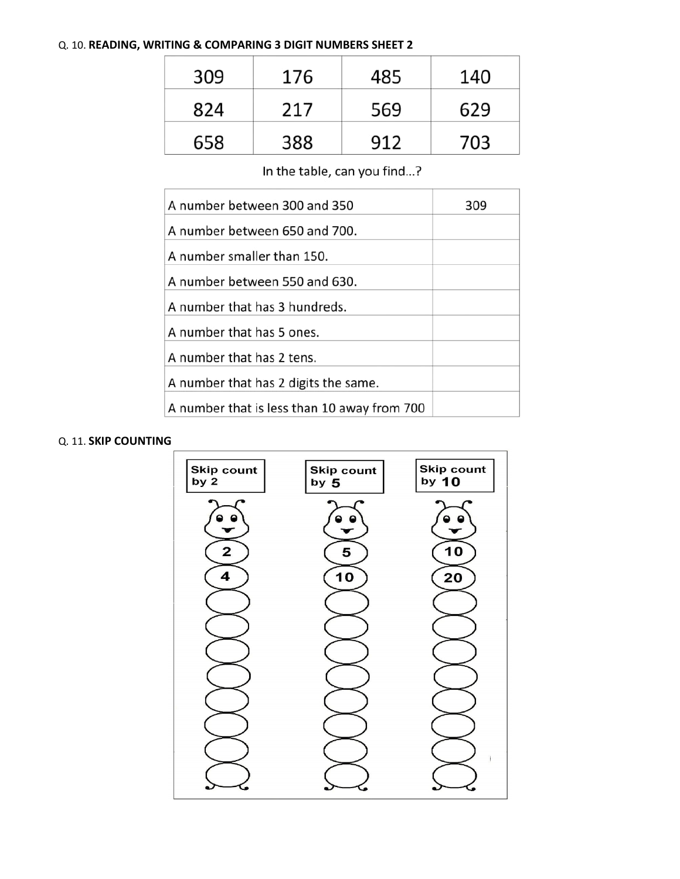Q. 10. **READING, WRITING & COMPARING 3 DIGIT NUMBERS SHEET 2**

| | | | |
|---|---|---|---|
| 309 | 176 | 485 | 140 |
| 824 | 217 | 569 | 629 |
| 658 | 388 | 912 | 703 |

In the table, can you find...?

| | |
|---|---|
| A number between 300 and 350 | 309 |
| A number between 650 and 700. | |
| A number smaller than 150. | |
| A number between 550 and 630. | |
| A number that has 3 hundreds. | |
| A number that has 5 ones. | |
| A number that has 2 tens. | |
| A number that has 2 digits the same. | |
| A number that is less than 10 away from 700 | |

Q. 11. **SKIP COUNTING**

| Skip count by 2 | Skip count by 5 | Skip count by 10 |
|---|---|---|
| 2 | 5 | 10 |
| 4 | 10 | 20 |
| | | |
| | | |
| | | |
| | | |
| | | |
| | | |
| | | |
| | | |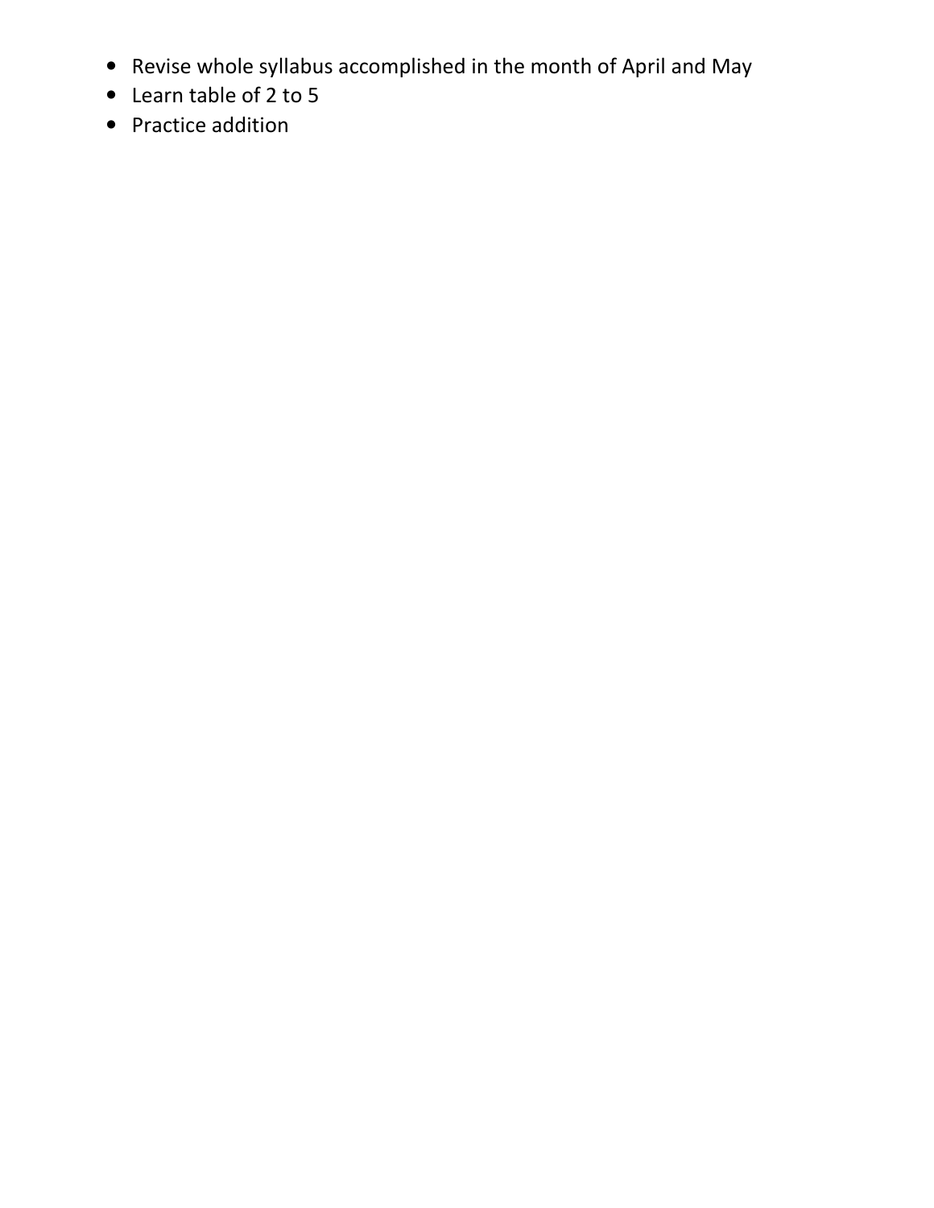- Revise whole syllabus accomplished in the month of April and May
- Learn table of 2 to 5
- Practice addition